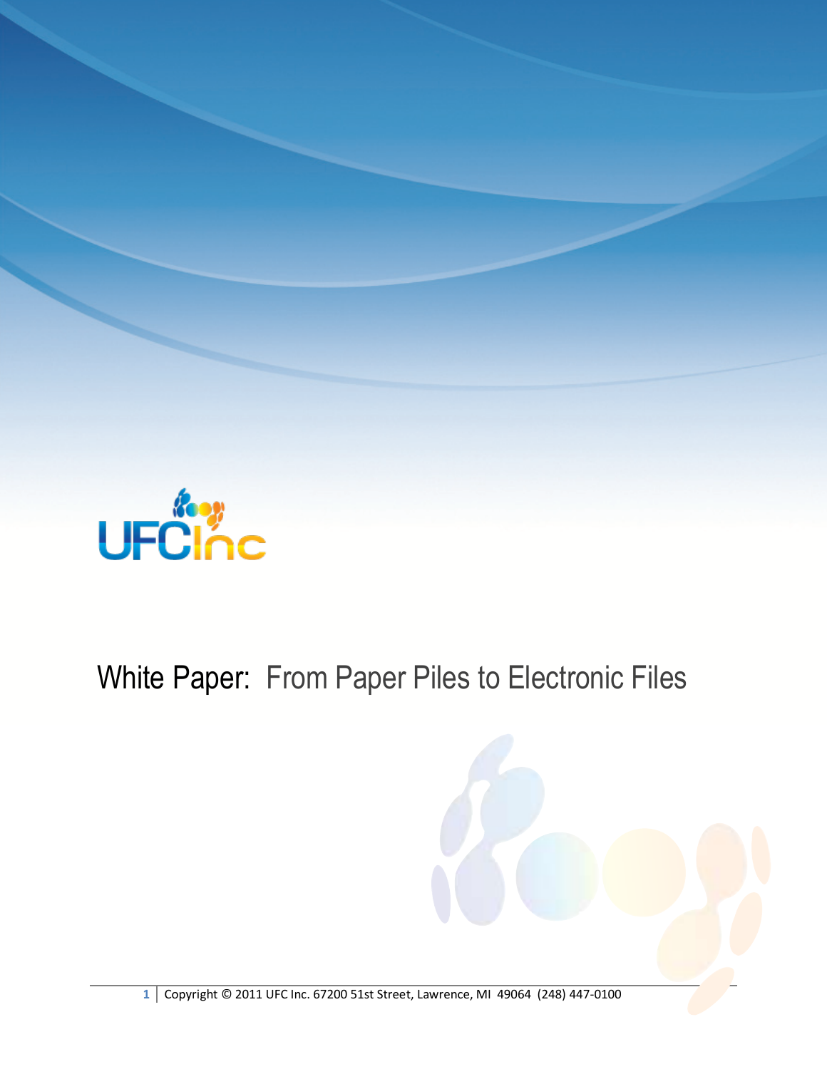UFCInc

# White Paper: From Paper Piles to Electronic Files

Copyright © 2011 UFC Inc. 67200 51st Street, Lawrence, MI 49064 (248) 447-0100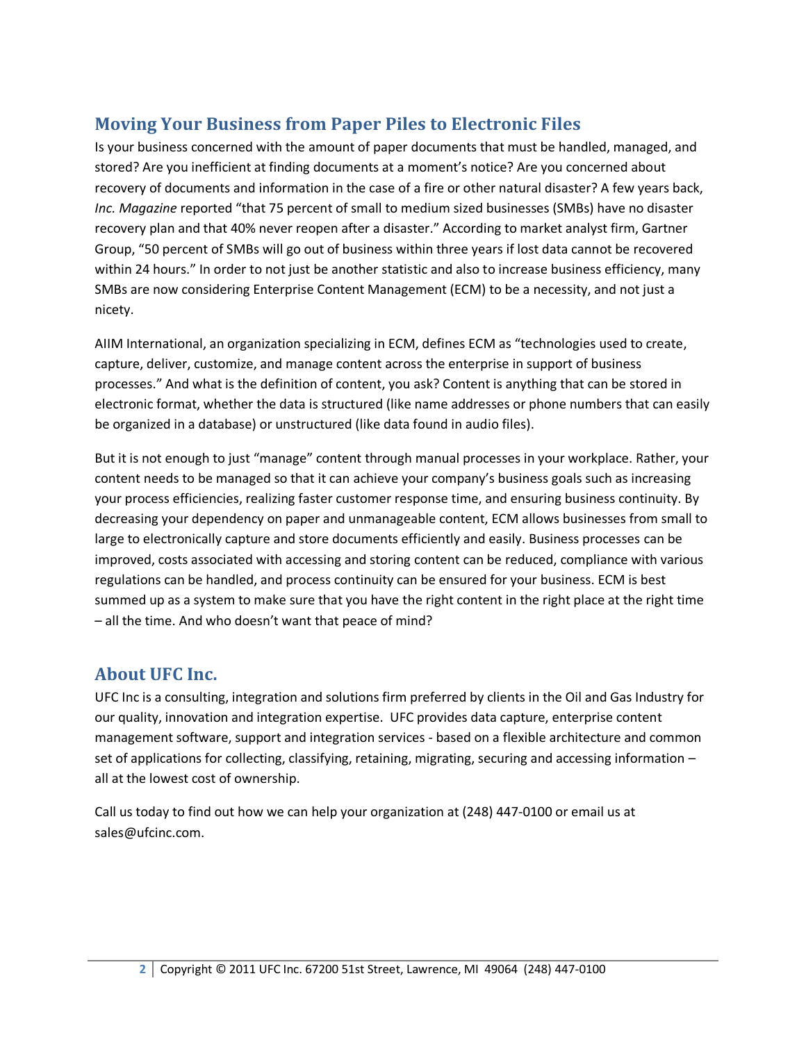## Moving Your Business from Paper Piles to Electronic Files

Is your business concerned with the amount of paper documents that must be handled, managed, and stored? Are you inefficient at finding documents at a moment's notice? Are you concerned about recovery of documents and information in the case of a fire or other natural disaster? A few years back, *Inc. Magazine* reported "that 75 percent of small to medium sized businesses (SMBs) have no disaster recovery plan and that 40% never reopen after a disaster." According to market analyst firm, Gartner Group, "50 percent of SMBs will go out of business within three years if lost data cannot be recovered within 24 hours." In order to not just be another statistic and also to increase business efficiency, many SMBs are now considering Enterprise Content Management (ECM) to be a necessity, and not just a nicety.

AIIM International, an organization specializing in ECM, defines ECM as "technologies used to create, capture, deliver, customize, and manage content across the enterprise in support of business processes." And what is the definition of content, you ask? Content is anything that can be stored in electronic format, whether the data is structured (like name addresses or phone numbers that can easily be organized in a database) or unstructured (like data found in audio files).

But it is not enough to just "manage" content through manual processes in your workplace. Rather, your content needs to be managed so that it can achieve your company's business goals such as increasing your process efficiencies, realizing faster customer response time, and ensuring business continuity. By decreasing your dependency on paper and unmanageable content, ECM allows businesses from small to large to electronically capture and store documents efficiently and easily. Business processes can be improved, costs associated with accessing and storing content can be reduced, compliance with various regulations can be handled, and process continuity can be ensured for your business. ECM is best summed up as a system to make sure that you have the right content in the right place at the right time – all the time. And who doesn't want that peace of mind?

## About UFC Inc.

UFC Inc is a consulting, integration and solutions firm preferred by clients in the Oil and Gas Industry for our quality, innovation and integration expertise. UFC provides data capture, enterprise content management software, support and integration services - based on a flexible architecture and common set of applications for collecting, classifying, retaining, migrating, securing and accessing information – all at the lowest cost of ownership.

Call us today to find out how we can help your organization at (248) 447-0100 or email us at sales@ufcinc.com.

Copyright © 2011 UFC Inc. 67200 51st Street, Lawrence, MI 49064 (248) 447-0100